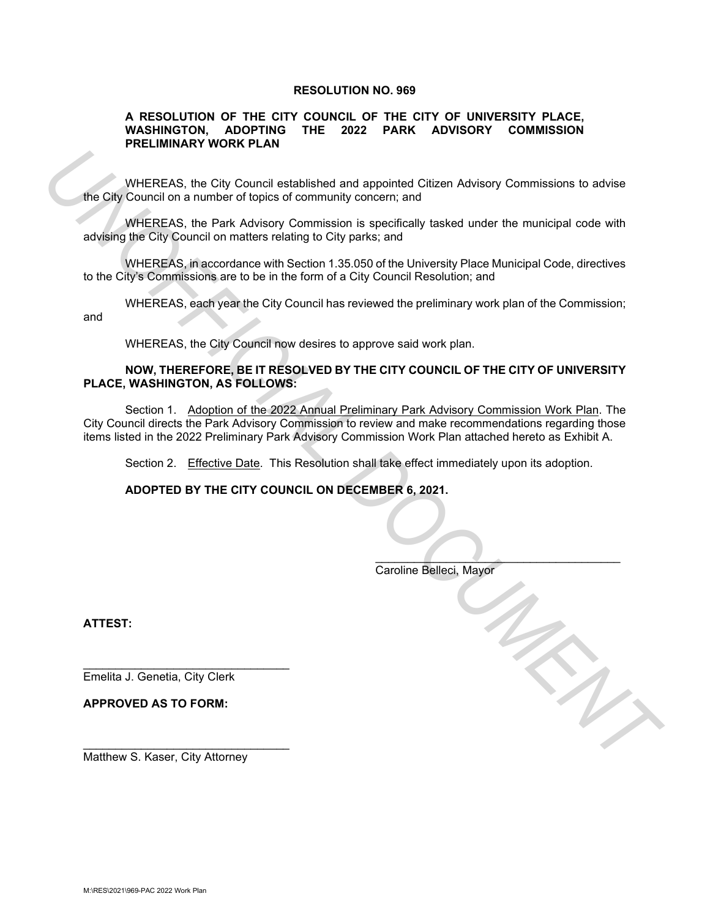# RESOLUTION NO. 969

## A RESOLUTION OF THE CITY COUNCIL OF THE CITY OF UNIVERSITY PLACE, WASHINGTON, ADOPTING THE 2022 PARK ADVISORY COMMISSION PRELIMINARY WORK PLAN

WHEREAS, the City Council established and appointed Citizen Advisory Commissions to advise the City Council on a number of topics of community concern; and

WHEREAS, the Park Advisory Commission is specifically tasked under the municipal code with advising the City Council on matters relating to City parks; and

WHEREAS, in accordance with Section 1.35.050 of the University Place Municipal Code, directives to the City's Commissions are to be in the form of a City Council Resolution; and

WHEREAS, each year the City Council has reviewed the preliminary work plan of the Commission; and

WHEREAS, the City Council now desires to approve said work plan.

**NOW, THEREFORE, BE IT RESOLVED BY THE CITY COUNCIL OF THE CITY OF UNIVERSITY PLACE, WASHINGTON, AS FOLLOWS:**

Section 1. Adoption of the 2022 Annual Preliminary Park Advisory Commission Work Plan. The City Council directs the Park Advisory Commission to review and make recommendations regarding those items listed in the 2022 Preliminary Park Advisory Commission Work Plan attached hereto as Exhibit A.

Section 2. Effective Date. This Resolution shall take effect immediately upon its adoption.

**ADOPTED BY THE CITY COUNCIL ON DECEMBER 6, 2021.**

\_\_\_\_\_\_\_\_\_\_\_\_\_\_\_\_\_\_\_\_\_\_\_\_\_\_\_\_\_\_\_\_\_\_\_\_\_\_
Caroline Belleci, Mayor

**ATTEST:**

\_\_\_\_\_\_\_\_\_\_\_\_\_\_\_\_\_\_\_\_\_\_\_\_\_\_\_\_\_\_\_\_\_
Emelita J. Genetia, City Clerk

**APPROVED AS TO FORM:**

\_\_\_\_\_\_\_\_\_\_\_\_\_\_\_\_\_\_\_\_\_\_\_\_\_\_\_\_\_\_\_\_\_
Matthew S. Kaser, City Attorney

M:\RES\2021\969-PAC 2022 Work Plan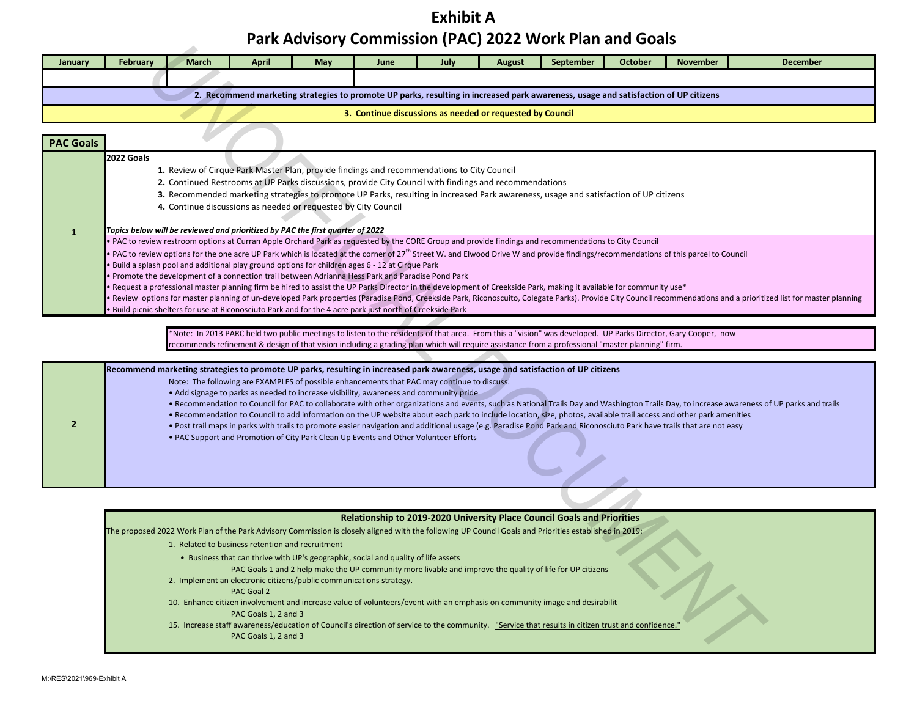# Exhibit A

## Park Advisory Commission (PAC) 2022 Work Plan and Goals

| January | February | March | April | May | June | July | August | September | October | November | December |
|---|---|---|---|---|---|---|---|---|---|---|---|
| | | | | | | | | | | | |
| **2. Recommend marketing strategies to promote UP parks, resulting in increased park awareness, usage and satisfaction of UP citizens** | | | | | | | | | | | |
| **3. Continue discussions as needed or requested by Council** | | | | | | | | | | | |

## PAC Goals

**1**

**2022 Goals**

1. Review of Cirque Park Master Plan, provide findings and recommendations to City Council
2. Continued Restrooms at UP Parks discussions, provide City Council with findings and recommendations
3. Recommended marketing strategies to promote UP Parks, resulting in increased Park awareness, usage and satisfaction of UP citizens
4. Continue discussions as needed or requested by City Council

***Topics below will be reviewed and prioritized by PAC the first quarter of 2022***

- PAC to review restroom options at Curran Apple Orchard Park as requested by the CORE Group and provide findings and recommendations to City Council
- PAC to review options for the one acre UP Park which is located at the corner of 27th Street W. and Elwood Drive W and provide findings/recommendations of this parcel to Council
- Build a splash pool and additional play ground options for children ages 6 - 12 at Cirque Park
- Promote the development of a connection trail between Adrianna Hess Park and Paradise Pond Park
- Request a professional master planning firm be hired to assist the UP Parks Director in the development of Creekside Park, making it available for community use*
- Review options for master planning of un-developed Park properties (Paradise Pond, Creekside Park, Riconoscuito, Colegate Parks). Provide City Council recommendations and a prioritized list for master planning
- Build picnic shelters for use at Riconosciuto Park and for the 4 acre park just north of Creekside Park

*Note: In 2013 PARC held two public meetings to listen to the residents of that area. From this a "vision" was developed. UP Parks Director, Gary Cooper, now recommends refinement & design of that vision including a grading plan which will require assistance from a professional "master planning" firm.

**2**

**Recommend marketing strategies to promote UP parks, resulting in increased park awareness, usage and satisfaction of UP citizens**

Note: The following are EXAMPLES of possible enhancements that PAC may continue to discuss.

- Add signage to parks as needed to increase visibility, awareness and community pride
- Recommendation to Council for PAC to collaborate with other organizations and events, such as National Trails Day and Washington Trails Day, to increase awareness of UP parks and trails
- Recommendation to Council to add information on the UP website about each park to include location, size, photos, available trail access and other park amenities
- Post trail maps in parks with trails to promote easier navigation and additional usage (e.g. Paradise Pond Park and Riconosciuto Park have trails that are not easy
- PAC Support and Promotion of City Park Clean Up Events and Other Volunteer Efforts

**Relationship to 2019-2020 University Place Council Goals and Priorities**

The proposed 2022 Work Plan of the Park Advisory Commission is closely aligned with the following UP Council Goals and Priorities established in 2019:

1. Related to business retention and recruitment
   - Business that can thrive with UP's geographic, social and quality of life assets
     - PAC Goals 1 and 2 help make the UP community more livable and improve the quality of life for UP citizens
2. Implement an electronic citizens/public communications strategy.
   - PAC Goal 2

10. Enhance citizen involvement and increase value of volunteers/event with an emphasis on community image and desirabilit
    - PAC Goals 1, 2 and 3
15. Increase staff awareness/education of Council's direction of service to the community. <u>"Service that results in citizen trust and confidence."</u>
    - PAC Goals 1, 2 and 3

M:\RES\2021\969-Exhibit A